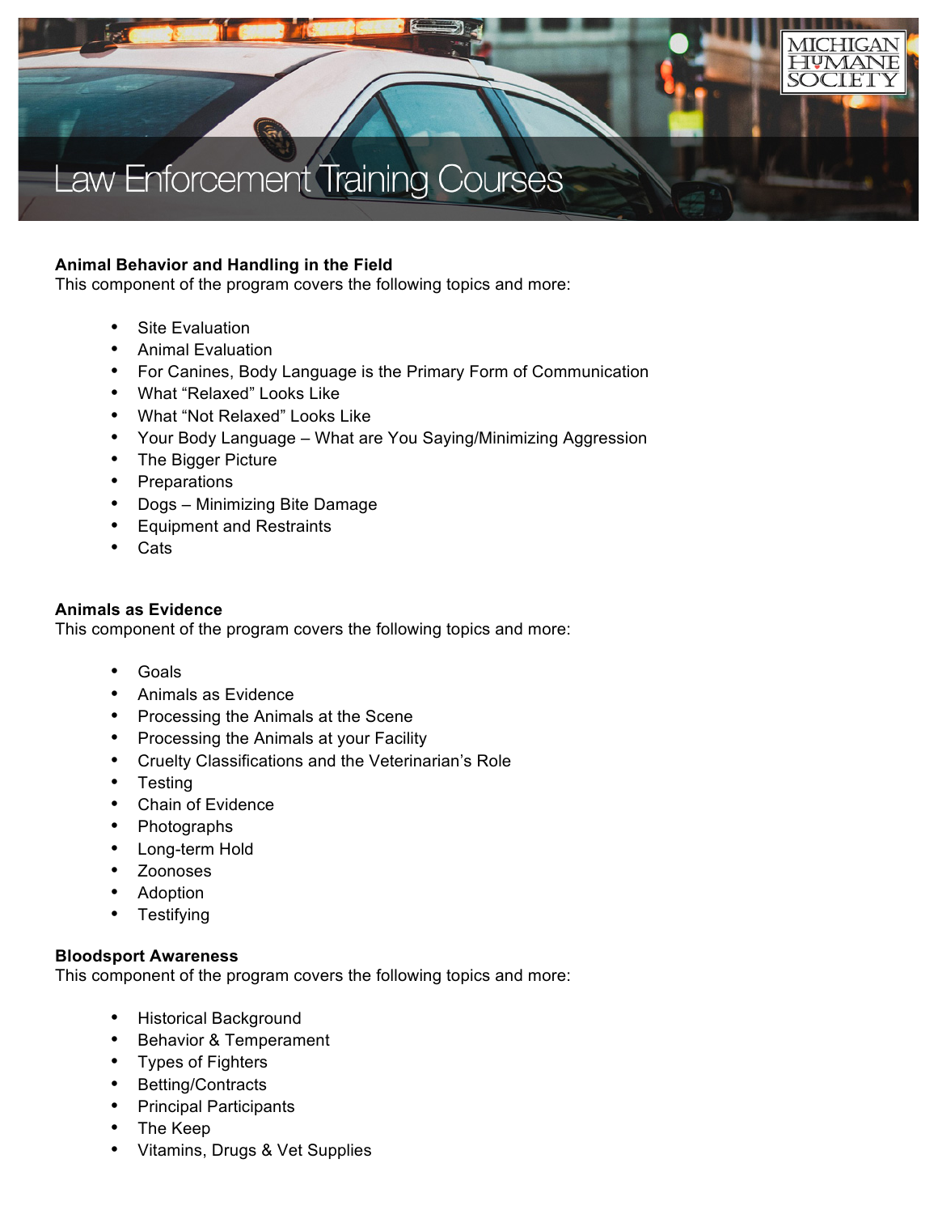# Law Enforcement Training Courses

MICHIGAN HUMANE SOCIETY

**Animal Behavior and Handling in the Field**
This component of the program covers the following topics and more:

- Site Evaluation
- Animal Evaluation
- For Canines, Body Language is the Primary Form of Communication
- What “Relaxed” Looks Like
- What “Not Relaxed” Looks Like
- Your Body Language – What are You Saying/Minimizing Aggression
- The Bigger Picture
- Preparations
- Dogs – Minimizing Bite Damage
- Equipment and Restraints
- Cats

**Animals as Evidence**
This component of the program covers the following topics and more:

- Goals
- Animals as Evidence
- Processing the Animals at the Scene
- Processing the Animals at your Facility
- Cruelty Classifications and the Veterinarian’s Role
- Testing
- Chain of Evidence
- Photographs
- Long-term Hold
- Zoonoses
- Adoption
- Testifying

**Bloodsport Awareness**
This component of the program covers the following topics and more:

- Historical Background
- Behavior & Temperament
- Types of Fighters
- Betting/Contracts
- Principal Participants
- The Keep
- Vitamins, Drugs & Vet Supplies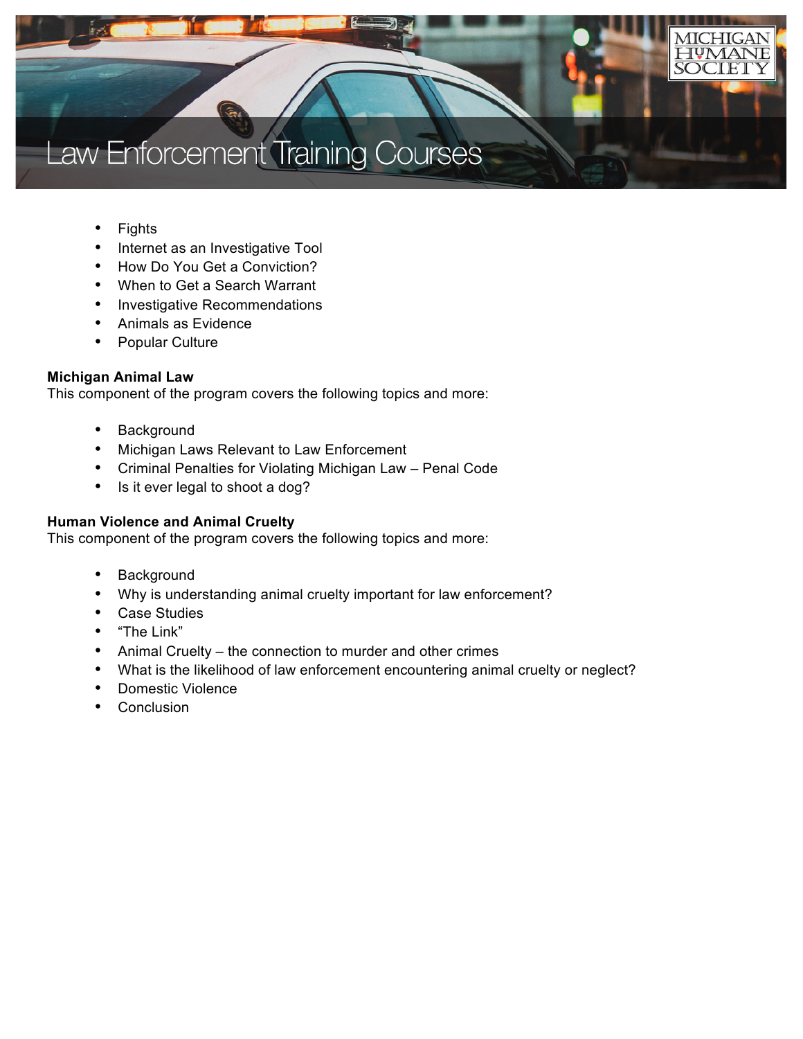# Law Enforcement Training Courses

- Fights
- Internet as an Investigative Tool
- How Do You Get a Conviction?
- When to Get a Search Warrant
- Investigative Recommendations
- Animals as Evidence
- Popular Culture

**Michigan Animal Law**
This component of the program covers the following topics and more:

- Background
- Michigan Laws Relevant to Law Enforcement
- Criminal Penalties for Violating Michigan Law – Penal Code
- Is it ever legal to shoot a dog?

**Human Violence and Animal Cruelty**
This component of the program covers the following topics and more:

- Background
- Why is understanding animal cruelty important for law enforcement?
- Case Studies
- "The Link"
- Animal Cruelty – the connection to murder and other crimes
- What is the likelihood of law enforcement encountering animal cruelty or neglect?
- Domestic Violence
- Conclusion